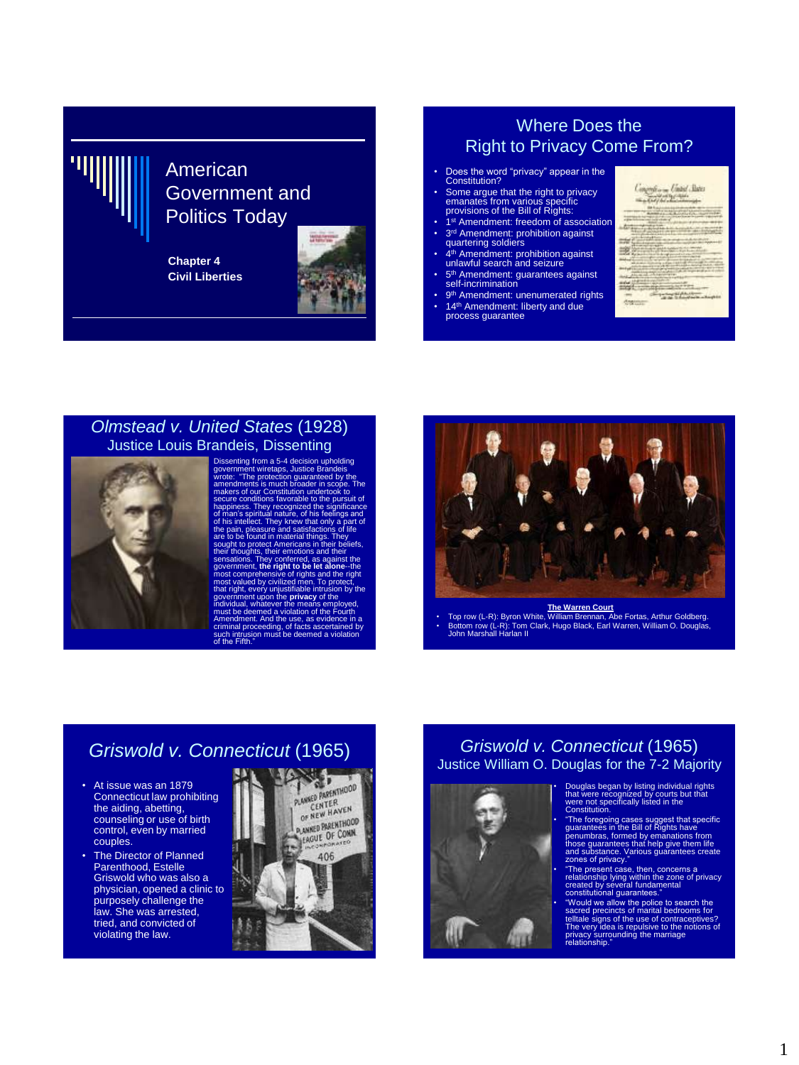# American Government and Politics Today

**Chapter 4**
**Civil Liberties**

## Where Does the Right to Privacy Come From?

- Does the word "privacy" appear in the Constitution?
- Some argue that the right to privacy emanates from various specific provisions of the Bill of Rights:
- 1st Amendment: freedom of association
- 3rd Amendment: prohibition against quartering soldiers
- 4th Amendment: prohibition against unlawful search and seizure
- 5th Amendment: guarantees against self-incrimination
- 9th Amendment: unenumerated rights
- 14th Amendment: liberty and due process guarantee

## *Olmstead v. United States* (1928)

### Justice Louis Brandeis, Dissenting

Dissenting from a 5-4 decision upholding government wiretaps, Justice Brandeis wrote: "The protection guaranteed by the amendments is much broader in scope. The makers of our Constitution undertook to secure conditions favorable to the pursuit of happiness. They recognized the significance of man's spiritual nature, of his feelings and of his intellect. They knew that only a part of the pain, pleasure and satisfactions of life are to be found in material things. They sought to protect Americans in their beliefs, their thoughts, their emotions and their sensations. They conferred, as against the government, **the right to be let alone**--the most comprehensive of rights and the right most valued by civilized men. To protect, that right, every unjustifiable intrusion by the government upon the **privacy** of the individual, whatever the means employed, must be deemed a violation of the Fourth Amendment. And the use, as evidence in a criminal proceeding, of facts ascertained by such intrusion must be deemed a violation of the Fifth."

**The Warren Court**

- Top row (L-R): Byron White, William Brennan, Abe Fortas, Arthur Goldberg.
- Bottom row (L-R): Tom Clark, Hugo Black, Earl Warren, William O. Douglas, John Marshall Harlan II

## *Griswold v. Connecticut* (1965)

- At issue was an 1879 Connecticut law prohibiting the aiding, abetting, counseling or use of birth control, even by married couples.
- The Director of Planned Parenthood, Estelle Griswold who was also a physician, opened a clinic to purposely challenge the law. She was arrested, tried, and convicted of violating the law.

## *Griswold v. Connecticut* (1965)

### Justice William O. Douglas for the 7-2 Majority

- Douglas began by listing individual rights that were recognized by courts but that were not specifically listed in the Constitution.
- "The foregoing cases suggest that specific guarantees in the Bill of Rights have penumbras, formed by emanations from those guarantees that help give them life and substance. Various guarantees create zones of privacy."
- "The present case, then, concerns a relationship lying within the zone of privacy created by several fundamental constitutional guarantees."
- "Would we allow the police to search the sacred precincts of marital bedrooms for telltale signs of the use of contraceptives? The very idea is repulsive to the notions of privacy surrounding the marriage relationship."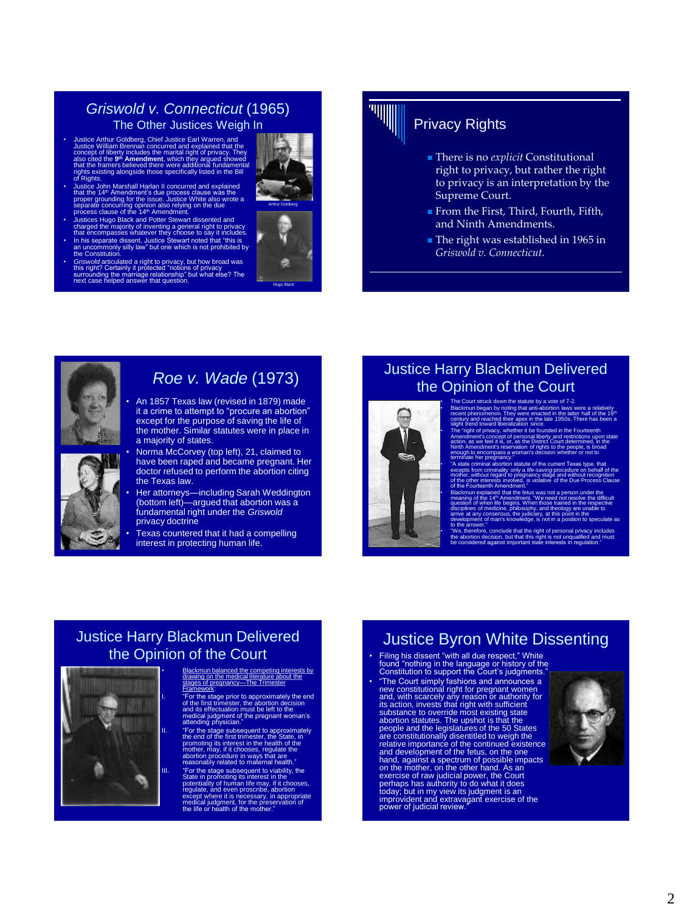## *Griswold v. Connecticut* (1965)
### The Other Justices Weigh In

- Justice Arthur Goldberg, Chief Justice Earl Warren, and Justice William Brennan concurred and explained that the concept of liberty includes the marital right of privacy. They also cited the 9th **Amendment**, which they argued showed that the framers believed there were additional fundamental rights existing alongside those specifically listed in the Bill of Rights.
- Justice John Marshall Harlan II concurred and explained that the 14th Amendment's due process clause was the proper grounding for the issue. Justice White also wrote a separate concurring opinion also relying on the due process clause of the 14th Amendment.
- Justices Hugo Black and Potter Stewart dissented and charged the majority of inventing a general right to privacy that encompasses whatever they choose to say it includes.
- In his separate dissent, Justice Stewart noted that "this is an uncommonly silly law" but one which is not prohibited by the Constitution.
- *Griswold* articulated a right to privacy, but how broad was this right? Certainly it protected "notions of privacy surrounding the marriage relationship" but what else? The next case helped answer that question.

Arthur Goldberg

Hugo Black

## Privacy Rights

- There is no *explicit* Constitutional right to privacy, but rather the right to privacy is an interpretation by the Supreme Court.
- From the First, Third, Fourth, Fifth, and Ninth Amendments.
- The right was established in 1965 in *Griswold v. Connecticut*.

## *Roe v. Wade* (1973)

- An 1857 Texas law (revised in 1879) made it a crime to attempt to "procure an abortion" except for the purpose of saving the life of the mother. Similar statutes were in place in a majority of states.
- Norma McCorvey (top left), 21, claimed to have been raped and became pregnant. Her doctor refused to perform the abortion citing the Texas law.
- Her attorneys—including Sarah Weddington (bottom left)—argued that abortion was a fundamental right under the *Griswold* privacy doctrine
- Texas countered that it had a compelling interest in protecting human life.

## Justice Harry Blackmun Delivered the Opinion of the Court

- The Court struck down the statute by a vote of 7-2.
- Blackmun began by noting that anti-abortion laws were a relatively recent phenomenon. They were enacted in the latter half of the 19th century and reached their apex in the late 1950s. There has been a slight trend toward liberalization since.
- The "right of privacy, whether it be founded in the Fourteenth Amendment's concept of personal liberty and restrictions upon state action, as we feel it is, or, as the District Court determined, in the Ninth Amendment's reservation of rights to the people, is broad enough to encompass a woman's decision whether or not to terminate her pregnancy."
- "A state criminal abortion statute of the current Texas type, that excepts from criminality only a *life-saving* procedure on behalf of the mother, without regard to pregnancy stage and without recognition of the other interests involved, is violative of the Due Process Clause of the Fourteenth Amendment."
- Blackmun explained that the fetus was not a person under the meaning of the 14th Amendment. "We need not resolve the difficult question of when life begins. When those trained in the respective disciplines of medicine, philosophy, and theology are unable to arrive at any consensus, the judiciary, at this point in the development of man's knowledge, is not in a position to speculate as to the answer."
- "We, therefore, conclude that the right of personal privacy includes the abortion decision, but that this right is not unqualified and must be considered against important state interests in regulation."

## Justice Harry Blackmun Delivered the Opinion of the Court

- Blackmun balanced the competing interests by drawing on the medical literature about the stages of pregnancy—The Trimester Framework:

I. "For the stage prior to approximately the end of the first trimester, the abortion decision and its effectuation must be left to the medical judgment of the pregnant woman's attending physician."

II. "For the stage subsequent to approximately the end of the first trimester, the State, in promoting its interest in the health of the mother, may, if it chooses, regulate the abortion procedure in ways that are reasonably related to maternal health."

III. "For the stage subsequent to viability, the State in promoting its interest in the potentiality of human life may, if it chooses, regulate, and even proscribe, abortion except where it is necessary, in appropriate medical judgment, for the preservation of the life or health of the mother."

## Justice Byron White Dissenting

- Filing his dissent "with all due respect," White found "nothing in the language or history of the Constitution to support the Court's judgments."
- "The Court simply fashions and announces a new constitutional right for pregnant women and, with scarcely any reason or authority for its action, invests that right with sufficient substance to override most existing state abortion statutes. The upshot is that the people and the legislatures of the 50 States are constitutionally disentitled to weigh the relative importance of the continued existence and development of the fetus, on the one hand, against a spectrum of possible impacts on the mother, on the other hand. As an exercise of raw judicial power, the Court perhaps has authority to do what it does today; but in my view its judgment is an improvident and extravagant exercise of the power of judicial review."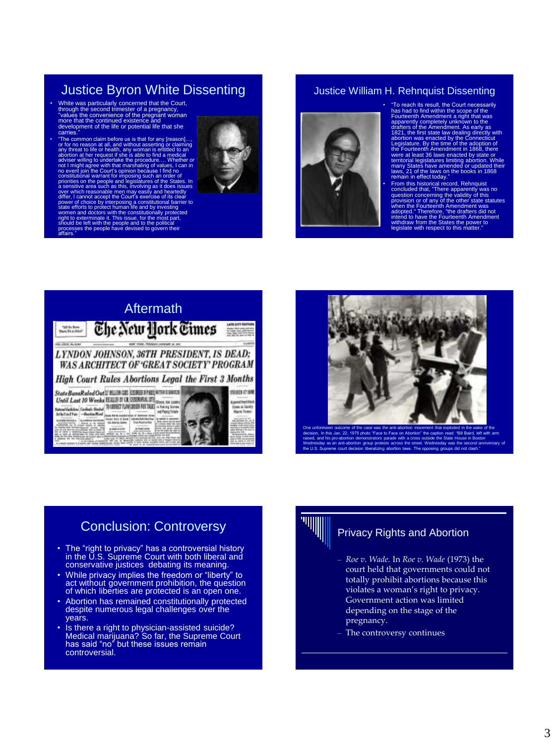## Justice Byron White Dissenting

- White was particularly concerned that the Court, through the second trimester of a pregnancy, "values the convenience of the pregnant woman more that the continued existence and development of the life or potential life that she carries."
- "The common claim before us is that for any [reason]…, or for no reason at all, and without asserting or claiming any threat to life or health, any woman is entitled to an abortion at her request if she is able to find a medical adviser willing to undertake the procedure…. Whether or not I might agree with that marshaling of values, I can in no event join the Court's opinion because I find no constitutional warrant for imposing such an order of priorities on the people and legislatures of the States. In a sensitive area such as this, involving as it does issues over which reasonable men may easily and heartedly differ, I cannot accept the Court's exercise of its clear power of choice by interposing a constitutional barrier to state efforts to protect human life and by investing women and doctors with the constitutionally protected right to exterminate it. This issue, for the most part, should be left with the people and to the political processes the people have devised to govern their affairs."

## Justice William H. Rehnquist Dissenting

- "To reach its result, the Court necessarily has had to find within the scope of the Fourteenth Amendment a right that was apparently completely unknown to the drafters of the Amendment. As early as 1821, the first state law dealing directly with abortion was enacted by the Connecticut Legislature. By the time of the adoption of the Fourteenth Amendment in 1868, there were at least 36 laws enacted by state or territorial legislatures limiting abortion. While many States have amended or updated their laws, 21 of the laws on the books in 1868 remain in effect today."
- From this historical record, Rehnquist concluded that, "There apparently was no question concerning the validity of this provision or of any of the other state statutes when the Fourteenth Amendment was adopted." Therefore, "the drafters did not intend to have the Fourteenth Amendment withdraw from the States the power to legislate with respect to this matter."

## Aftermath

The New York Times

LYNDON JOHNSON, 36TH PRESIDENT, IS DEAD; WAS ARCHITECT OF 'GREAT SOCIETY' PROGRAM

High Court Rules Abortions Legal the First 3 Months

State Bans Ruled Out Until Last 10 Weeks

One unforeseen outcome of the case was the anti-abortion movement that exploded in the wake of the decision. In this Jan. 22, 1975 photo "Face to Face on Abortion" the caption read: "Bill Baird, left with arm raised, and his pro-abortion demonstrators parade with a cross outside the State House in Boston Wednesday as an anti-abortion group protests across the street. Wednesday was the second anniversary of the U.S. Supreme court decision liberalizing abortion laws. The opposing groups did not clash."

## Conclusion: Controversy

- The "right to privacy" has a controversial history in the U.S. Supreme Court with both liberal and conservative justices debating its meaning.
- While privacy implies the freedom or "liberty" to act without government prohibition, the question of which liberties are protected is an open one.
- Abortion has remained constitutionally protected despite numerous legal challenges over the years.
- Is there a right to physician-assisted suicide? Medical marijuana? So far, the Supreme Court has said "no" but these issues remain controversial.

## Privacy Rights and Abortion

- *Roe v. Wade.* In *Roe v. Wade* (1973) the court held that governments could not totally prohibit abortions because this violates a woman's right to privacy. Government action was limited depending on the stage of the pregnancy.
- The controversy continues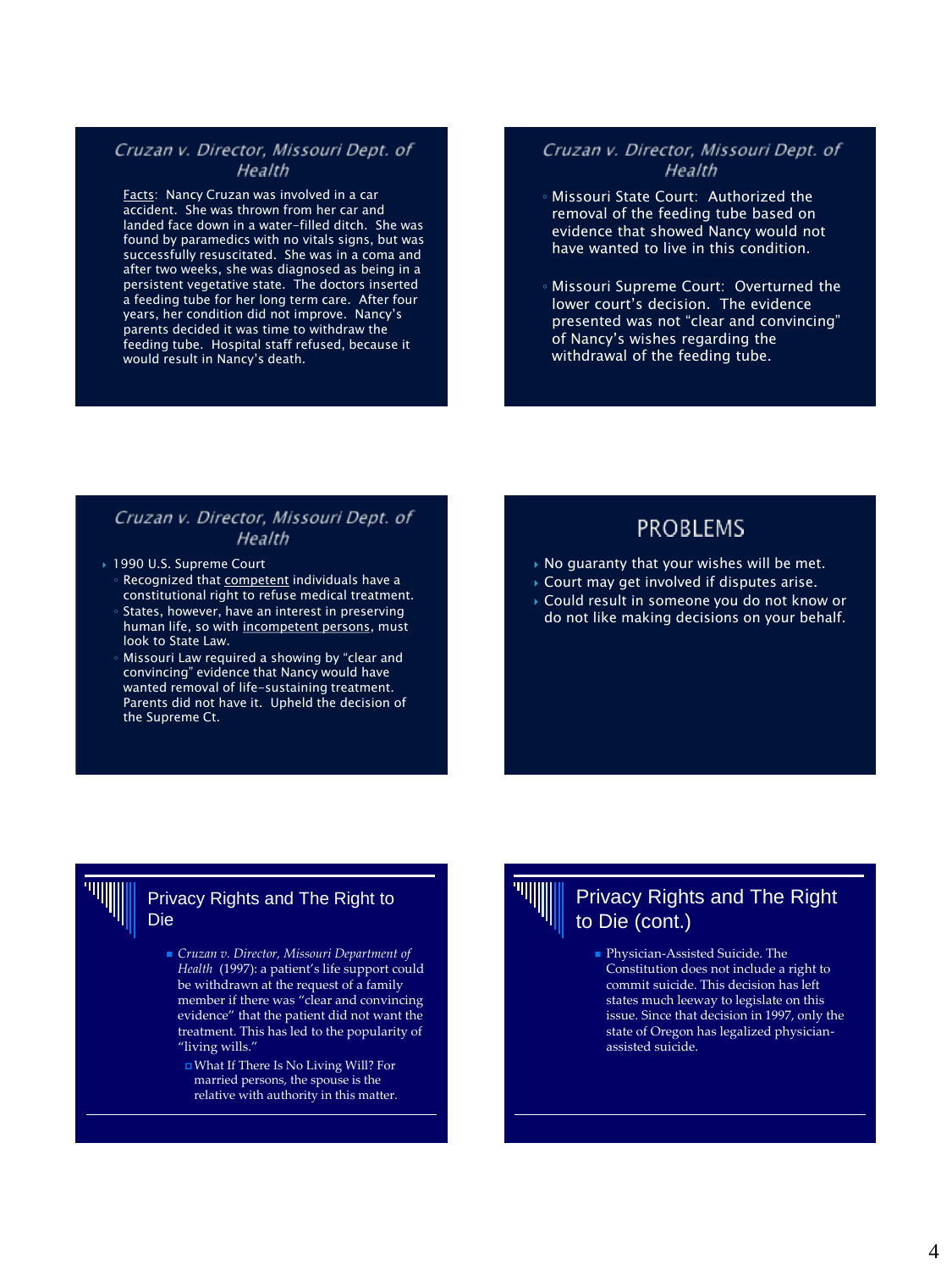## *Cruzan v. Director, Missouri Dept. of Health*

Facts: Nancy Cruzan was involved in a car accident. She was thrown from her car and landed face down in a water-filled ditch. She was found by paramedics with no vitals signs, but was successfully resuscitated. She was in a coma and after two weeks, she was diagnosed as being in a persistent vegetative state. The doctors inserted a feeding tube for her long term care. After four years, her condition did not improve. Nancy's parents decided it was time to withdraw the feeding tube. Hospital staff refused, because it would result in Nancy's death.

## *Cruzan v. Director, Missouri Dept. of Health*

- Missouri State Court: Authorized the removal of the feeding tube based on evidence that showed Nancy would not have wanted to live in this condition.
- Missouri Supreme Court: Overturned the lower court's decision. The evidence presented was not "clear and convincing" of Nancy's wishes regarding the withdrawal of the feeding tube.

## *Cruzan v. Director, Missouri Dept. of Health*

- 1990 U.S. Supreme Court
  - Recognized that competent individuals have a constitutional right to refuse medical treatment.
  - States, however, have an interest in preserving human life, so with incompetent persons, must look to State Law.
  - Missouri Law required a showing by "clear and convincing" evidence that Nancy would have wanted removal of life-sustaining treatment. Parents did not have it. Upheld the decision of the Supreme Ct.

## PROBLEMS

- No guaranty that your wishes will be met.
- Court may get involved if disputes arise.
- Could result in someone you do not know or do not like making decisions on your behalf.

## Privacy Rights and The Right to Die

- *Cruzan v. Director, Missouri Department of Health* (1997): a patient's life support could be withdrawn at the request of a family member if there was "clear and convincing evidence" that the patient did not want the treatment. This has led to the popularity of "living wills."
  - What If There Is No Living Will? For married persons, the spouse is the relative with authority in this matter.

## Privacy Rights and The Right to Die (cont.)

- Physician-Assisted Suicide. The Constitution does not include a right to commit suicide. This decision has left states much leeway to legislate on this issue. Since that decision in 1997, only the state of Oregon has legalized physician-assisted suicide.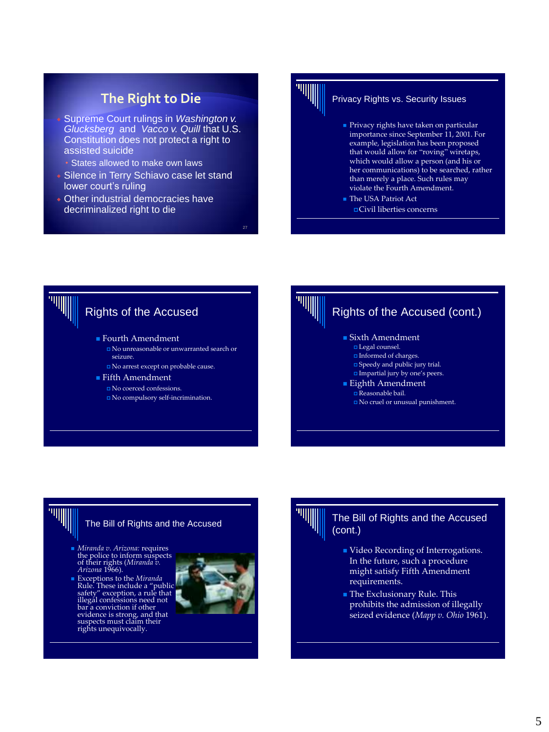## The Right to Die

- Supreme Court rulings in *Washington v. Glucksberg* and *Vacco v. Quill* that U.S. Constitution does not protect a right to assisted suicide
  - States allowed to make own laws
- Silence in Terry Schiavo case let stand lower court's ruling
- Other industrial democracies have decriminalized right to die

## Privacy Rights vs. Security Issues

- Privacy rights have taken on particular importance since September 11, 2001. For example, legislation has been proposed that would allow for "roving" wiretaps, which would allow a person (and his or her communications) to be searched, rather than merely a place. Such rules may violate the Fourth Amendment.
- The USA Patriot Act
  - Civil liberties concerns

## Rights of the Accused

- Fourth Amendment
  - No unreasonable or unwarranted search or seizure.
  - No arrest except on probable cause.
- Fifth Amendment
  - No coerced confessions.
  - No compulsory self-incrimination.

## Rights of the Accused (cont.)

- Sixth Amendment
  - Legal counsel.
  - Informed of charges.
  - Speedy and public jury trial.
  - Impartial jury by one's peers.
- Eighth Amendment
  - Reasonable bail.
  - No cruel or unusual punishment.

## The Bill of Rights and the Accused

- *Miranda v. Arizona:* requires the police to inform suspects of their rights (*Miranda v. Arizona* 1966).
- Exceptions to the *Miranda* Rule. These include a "public safety" exception, a rule that illegal confessions need not bar a conviction if other evidence is strong, and that suspects must claim their rights unequivocally.

## The Bill of Rights and the Accused (cont.)

- Video Recording of Interrogations. In the future, such a procedure might satisfy Fifth Amendment requirements.
- The Exclusionary Rule. This prohibits the admission of illegally seized evidence (*Mapp v. Ohio* 1961).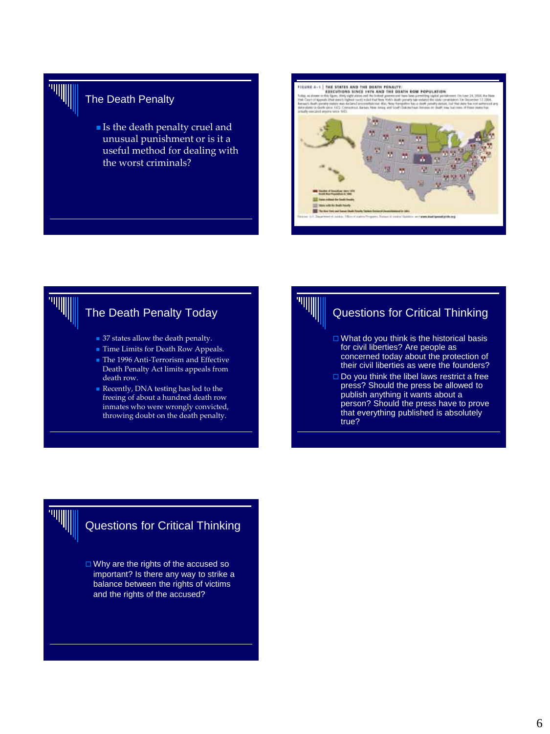## The Death Penalty

- Is the death penalty cruel and unusual punishment or is it a useful method for dealing with the worst criminals?

FIGURE 4–1 | THE STATES AND THE DEATH PENALTY: EXECUTIONS SINCE 1976 AND THE DEATH ROW POPULATION

## The Death Penalty Today

- 37 states allow the death penalty.
- Time Limits for Death Row Appeals.
- The 1996 Anti-Terrorism and Effective Death Penalty Act limits appeals from death row.
- Recently, DNA testing has led to the freeing of about a hundred death row inmates who were wrongly convicted, throwing doubt on the death penalty.

## Questions for Critical Thinking

- What do you think is the historical basis for civil liberties? Are people as concerned today about the protection of their civil liberties as were the founders?
- Do you think the libel laws restrict a free press? Should the press be allowed to publish anything it wants about a person? Should the press have to prove that everything published is absolutely true?

## Questions for Critical Thinking

- Why are the rights of the accused so important? Is there any way to strike a balance between the rights of victims and the rights of the accused?